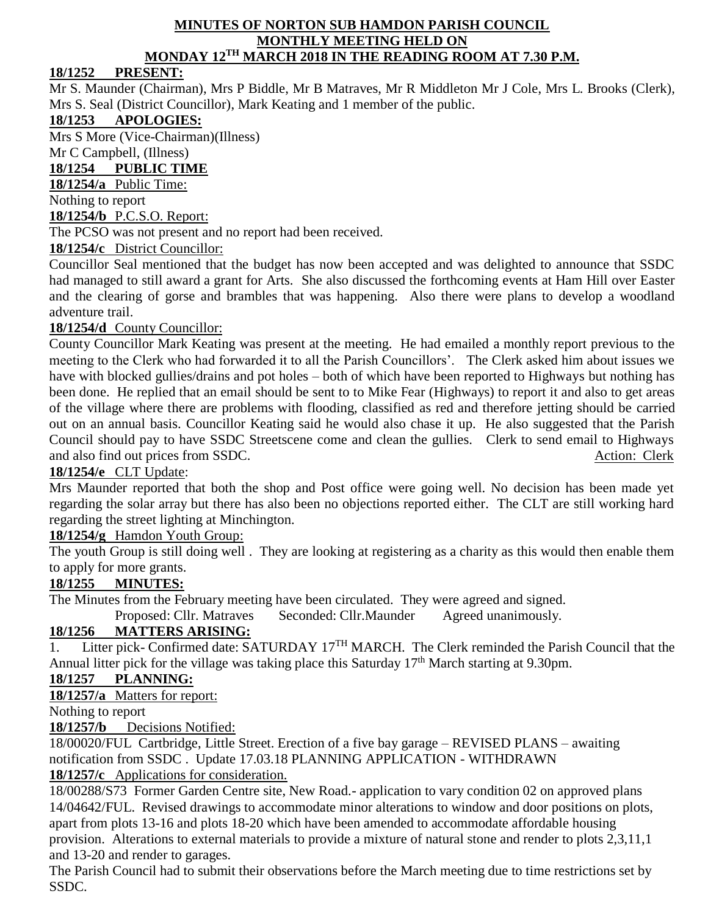# MINUTES OF NORTON SUB HAMDON PARISH COUNCIL
## MONTHLY MEETING HELD ON
## MONDAY 12TH MARCH 2018 IN THE READING ROOM AT 7.30 P.M.

**18/1252 PRESENT:**

Mr S. Maunder (Chairman), Mrs P Biddle, Mr B Matraves, Mr R Middleton Mr J Cole, Mrs L. Brooks (Clerk), Mrs S. Seal (District Councillor), Mark Keating and 1 member of the public.

**18/1253 APOLOGIES:**

Mrs S More (Vice-Chairman)(Illness)

Mr C Campbell, (Illness)

**18/1254 PUBLIC TIME**

**18/1254/a** Public Time:

Nothing to report

**18/1254/b** P.C.S.O. Report:

The PCSO was not present and no report had been received.

**18/1254/c** District Councillor:

Councillor Seal mentioned that the budget has now been accepted and was delighted to announce that SSDC had managed to still award a grant for Arts. She also discussed the forthcoming events at Ham Hill over Easter and the clearing of gorse and brambles that was happening. Also there were plans to develop a woodland adventure trail.

**18/1254/d** County Councillor:

County Councillor Mark Keating was present at the meeting. He had emailed a monthly report previous to the meeting to the Clerk who had forwarded it to all the Parish Councillors'. The Clerk asked him about issues we have with blocked gullies/drains and pot holes – both of which have been reported to Highways but nothing has been done. He replied that an email should be sent to to Mike Fear (Highways) to report it and also to get areas of the village where there are problems with flooding, classified as red and therefore jetting should be carried out on an annual basis. Councillor Keating said he would also chase it up. He also suggested that the Parish Council should pay to have SSDC Streetscene come and clean the gullies. Clerk to send email to Highways and also find out prices from SSDC. Action: Clerk

**18/1254/e** CLT Update:

Mrs Maunder reported that both the shop and Post office were going well. No decision has been made yet regarding the solar array but there has also been no objections reported either. The CLT are still working hard regarding the street lighting at Minchington.

**18/1254/g** Hamdon Youth Group:

The youth Group is still doing well . They are looking at registering as a charity as this would then enable them to apply for more grants.

**18/1255 MINUTES:**

The Minutes from the February meeting have been circulated. They were agreed and signed.

Proposed: Cllr. Matraves Seconded: Cllr.Maunder Agreed unanimously.

**18/1256 MATTERS ARISING:**

1. Litter pick- Confirmed date: SATURDAY 17TH MARCH. The Clerk reminded the Parish Council that the Annual litter pick for the village was taking place this Saturday 17th March starting at 9.30pm.

**18/1257 PLANNING:**

**18/1257/a** Matters for report:

Nothing to report

**18/1257/b** Decisions Notified:

18/00020/FUL Cartbridge, Little Street. Erection of a five bay garage – REVISED PLANS – awaiting notification from SSDC . Update 17.03.18 PLANNING APPLICATION - WITHDRAWN

**18/1257/c** Applications for consideration.

18/00288/S73 Former Garden Centre site, New Road.- application to vary condition 02 on approved plans 14/04642/FUL. Revised drawings to accommodate minor alterations to window and door positions on plots, apart from plots 13-16 and plots 18-20 which have been amended to accommodate affordable housing provision. Alterations to external materials to provide a mixture of natural stone and render to plots 2,3,11,1 and 13-20 and render to garages.

The Parish Council had to submit their observations before the March meeting due to time restrictions set by SSDC.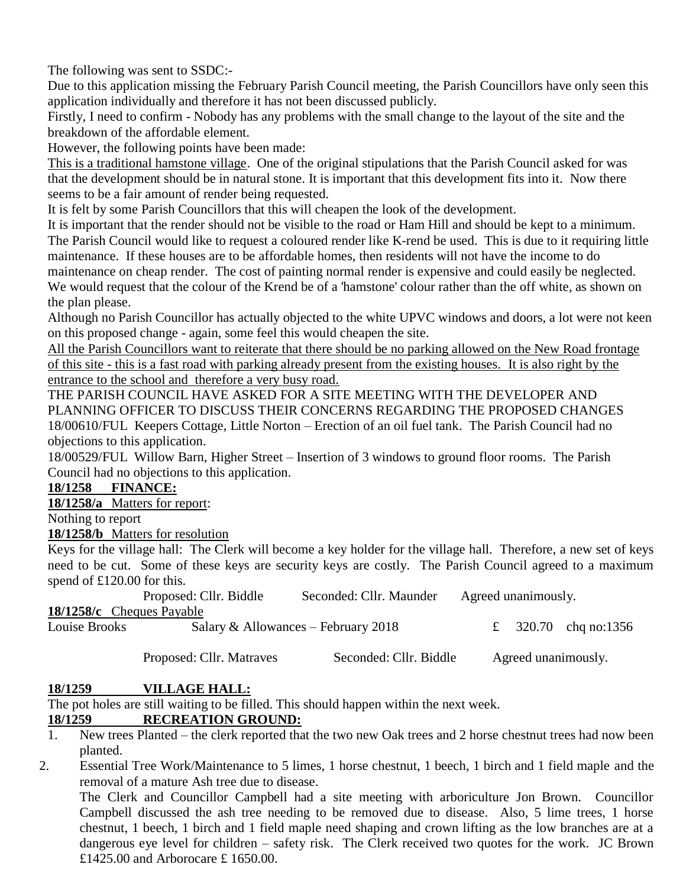The following was sent to SSDC:-

Due to this application missing the February Parish Council meeting, the Parish Councillors have only seen this application individually and therefore it has not been discussed publicly.

Firstly, I need to confirm - Nobody has any problems with the small change to the layout of the site and the breakdown of the affordable element.

However, the following points have been made:

<u>This is a traditional hamstone village</u>. One of the original stipulations that the Parish Council asked for was that the development should be in natural stone. It is important that this development fits into it. Now there seems to be a fair amount of render being requested.

It is felt by some Parish Councillors that this will cheapen the look of the development.

It is important that the render should not be visible to the road or Ham Hill and should be kept to a minimum. The Parish Council would like to request a coloured render like K-rend be used. This is due to it requiring little maintenance. If these houses are to be affordable homes, then residents will not have the income to do maintenance on cheap render. The cost of painting normal render is expensive and could easily be neglected. We would request that the colour of the Krend be of a 'hamstone' colour rather than the off white, as shown on the plan please.

Although no Parish Councillor has actually objected to the white UPVC windows and doors, a lot were not keen on this proposed change - again, some feel this would cheapen the site.

<u>All the Parish Councillors want to reiterate that there should be no parking allowed on the New Road frontage of this site - this is a fast road with parking already present from the existing houses. It is also right by the entrance to the school and therefore a very busy road.</u>

THE PARISH COUNCIL HAVE ASKED FOR A SITE MEETING WITH THE DEVELOPER AND PLANNING OFFICER TO DISCUSS THEIR CONCERNS REGARDING THE PROPOSED CHANGES

18/00610/FUL Keepers Cottage, Little Norton – Erection of an oil fuel tank. The Parish Council had no objections to this application.

18/00529/FUL Willow Barn, Higher Street – Insertion of 3 windows to ground floor rooms. The Parish Council had no objections to this application.

**18/1258 FINANCE:**

**18/1258/a** Matters for report:

Nothing to report

**18/1258/b** Matters for resolution

Keys for the village hall: The Clerk will become a key holder for the village hall. Therefore, a new set of keys need to be cut. Some of these keys are security keys are costly. The Parish Council agreed to a maximum spend of £120.00 for this.

Proposed: Cllr. Biddle Seconded: Cllr. Maunder Agreed unanimously.

**18/1258/c** Cheques Payable

| | | | |
|---|---|---|---|
| Louise Brooks | Salary & Allowances – February 2018 | £ 320.70 | chq no:1356 |

Proposed: Cllr. Matraves Seconded: Cllr. Biddle Agreed unanimously.

**18/1259 VILLAGE HALL:**

The pot holes are still waiting to be filled. This should happen within the next week.

**18/1259 RECREATION GROUND:**

1. New trees Planted – the clerk reported that the two new Oak trees and 2 horse chestnut trees had now been planted.
2. Essential Tree Work/Maintenance to 5 limes, 1 horse chestnut, 1 beech, 1 birch and 1 field maple and the removal of a mature Ash tree due to disease.

   The Clerk and Councillor Campbell had a site meeting with arboriculture Jon Brown. Councillor Campbell discussed the ash tree needing to be removed due to disease. Also, 5 lime trees, 1 horse chestnut, 1 beech, 1 birch and 1 field maple need shaping and crown lifting as the low branches are at a dangerous eye level for children – safety risk. The Clerk received two quotes for the work. JC Brown £1425.00 and Arborocare £ 1650.00.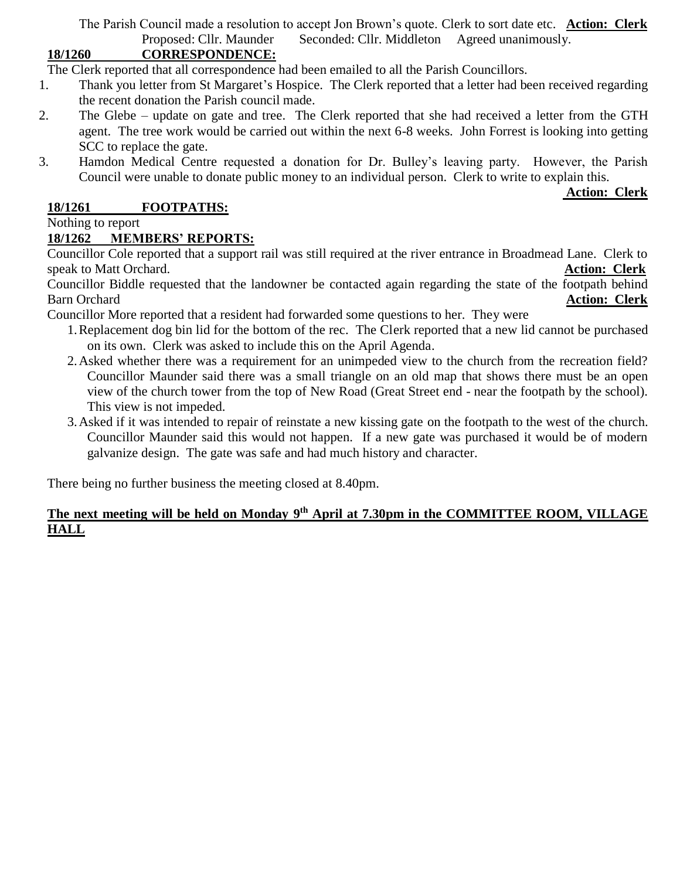The Parish Council made a resolution to accept Jon Brown's quote. Clerk to sort date etc. **Action: Clerk**

Proposed: Cllr. Maunder  Seconded: Cllr. Middleton  Agreed unanimously.

**18/1260 CORRESPONDENCE:**

The Clerk reported that all correspondence had been emailed to all the Parish Councillors.

1. Thank you letter from St Margaret's Hospice. The Clerk reported that a letter had been received regarding the recent donation the Parish council made.
2. The Glebe – update on gate and tree. The Clerk reported that she had received a letter from the GTH agent. The tree work would be carried out within the next 6-8 weeks. John Forrest is looking into getting SCC to replace the gate.
3. Hamdon Medical Centre requested a donation for Dr. Bulley's leaving party. However, the Parish Council were unable to donate public money to an individual person. Clerk to write to explain this.

**Action: Clerk**

**18/1261 FOOTPATHS:**

Nothing to report

**18/1262 MEMBERS' REPORTS:**

Councillor Cole reported that a support rail was still required at the river entrance in Broadmead Lane. Clerk to speak to Matt Orchard. **Action: Clerk**

Councillor Biddle requested that the landowner be contacted again regarding the state of the footpath behind Barn Orchard **Action: Clerk**

Councillor More reported that a resident had forwarded some questions to her. They were

1. Replacement dog bin lid for the bottom of the rec. The Clerk reported that a new lid cannot be purchased on its own. Clerk was asked to include this on the April Agenda.
2. Asked whether there was a requirement for an unimpeded view to the church from the recreation field? Councillor Maunder said there was a small triangle on an old map that shows there must be an open view of the church tower from the top of New Road (Great Street end - near the footpath by the school). This view is not impeded.
3. Asked if it was intended to repair of reinstate a new kissing gate on the footpath to the west of the church. Councillor Maunder said this would not happen. If a new gate was purchased it would be of modern galvanize design. The gate was safe and had much history and character.

There being no further business the meeting closed at 8.40pm.

**The next meeting will be held on Monday 9th April at 7.30pm in the COMMITTEE ROOM, VILLAGE HALL**